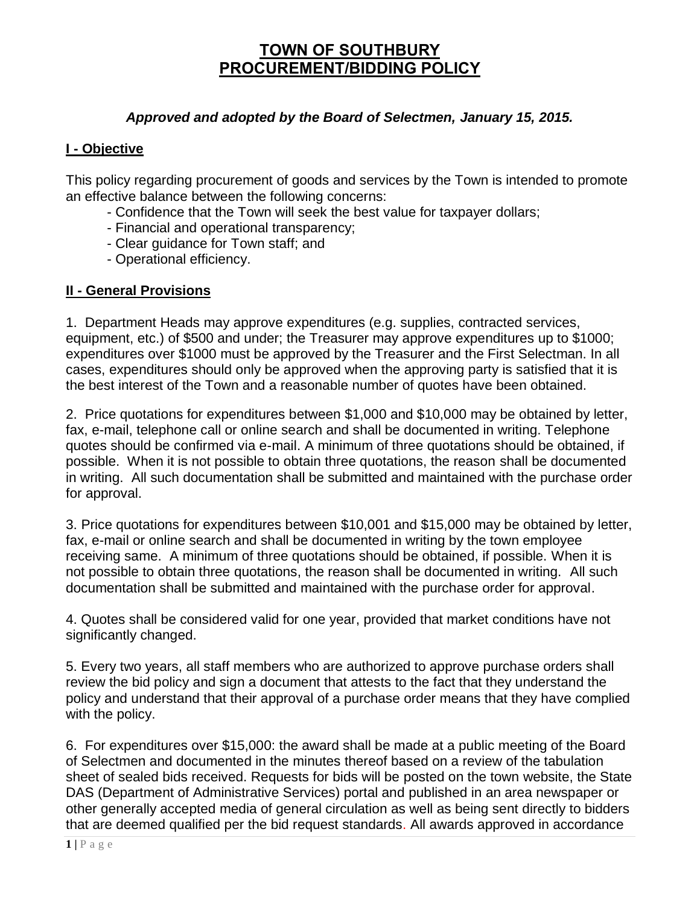# TOWN OF SOUTHBURY
# PROCUREMENT/BIDDING POLICY

***Approved and adopted by the Board of Selectmen, January 15, 2015.***

## I - Objective

This policy regarding procurement of goods and services by the Town is intended to promote an effective balance between the following concerns:

- Confidence that the Town will seek the best value for taxpayer dollars;
- Financial and operational transparency;
- Clear guidance for Town staff; and
- Operational efficiency.

## II - General Provisions

1. Department Heads may approve expenditures (e.g. supplies, contracted services, equipment, etc.) of $500 and under; the Treasurer may approve expenditures up to $1000; expenditures over $1000 must be approved by the Treasurer and the First Selectman. In all cases, expenditures should only be approved when the approving party is satisfied that it is the best interest of the Town and a reasonable number of quotes have been obtained.

2. Price quotations for expenditures between $1,000 and $10,000 may be obtained by letter, fax, e-mail, telephone call or online search and shall be documented in writing. Telephone quotes should be confirmed via e-mail. A minimum of three quotations should be obtained, if possible. When it is not possible to obtain three quotations, the reason shall be documented in writing. All such documentation shall be submitted and maintained with the purchase order for approval.

3. Price quotations for expenditures between $10,001 and $15,000 may be obtained by letter, fax, e-mail or online search and shall be documented in writing by the town employee receiving same. A minimum of three quotations should be obtained, if possible. When it is not possible to obtain three quotations, the reason shall be documented in writing. All such documentation shall be submitted and maintained with the purchase order for approval.

4. Quotes shall be considered valid for one year, provided that market conditions have not significantly changed.

5. Every two years, all staff members who are authorized to approve purchase orders shall review the bid policy and sign a document that attests to the fact that they understand the policy and understand that their approval of a purchase order means that they have complied with the policy.

6. For expenditures over $15,000: the award shall be made at a public meeting of the Board of Selectmen and documented in the minutes thereof based on a review of the tabulation sheet of sealed bids received. Requests for bids will be posted on the town website, the State DAS (Department of Administrative Services) portal and published in an area newspaper or other generally accepted media of general circulation as well as being sent directly to bidders that are deemed qualified per the bid request standards. All awards approved in accordance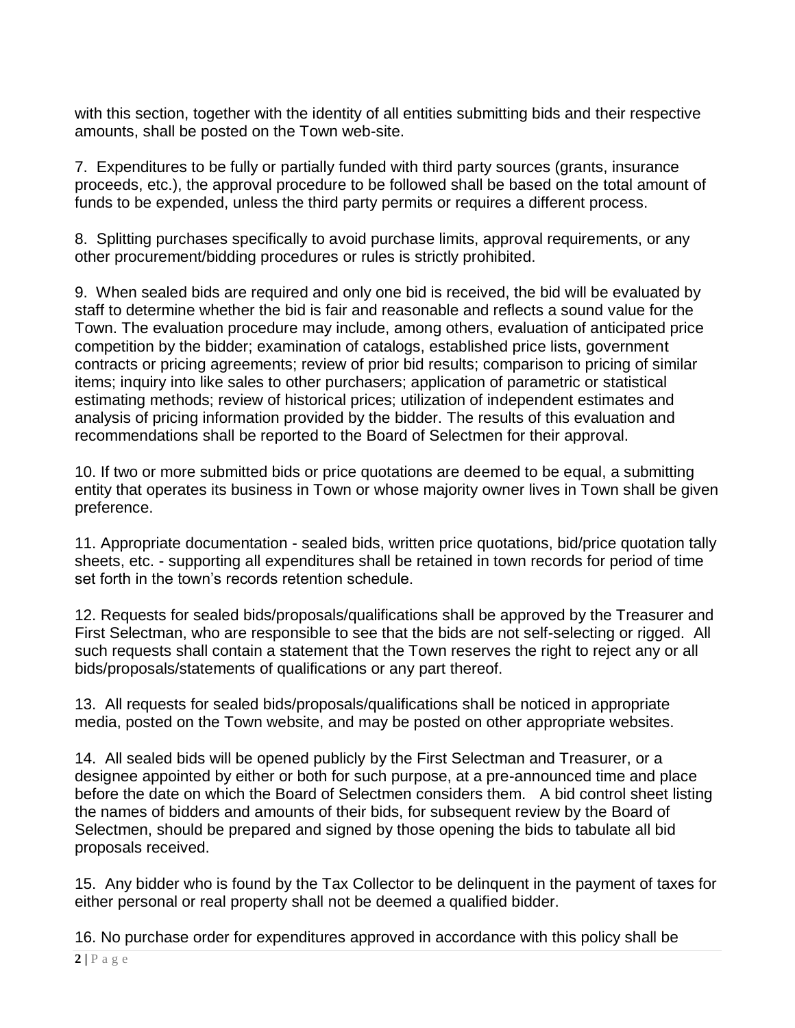with this section, together with the identity of all entities submitting bids and their respective amounts, shall be posted on the Town web-site.

7. Expenditures to be fully or partially funded with third party sources (grants, insurance proceeds, etc.), the approval procedure to be followed shall be based on the total amount of funds to be expended, unless the third party permits or requires a different process.

8. Splitting purchases specifically to avoid purchase limits, approval requirements, or any other procurement/bidding procedures or rules is strictly prohibited.

9. When sealed bids are required and only one bid is received, the bid will be evaluated by staff to determine whether the bid is fair and reasonable and reflects a sound value for the Town. The evaluation procedure may include, among others, evaluation of anticipated price competition by the bidder; examination of catalogs, established price lists, government contracts or pricing agreements; review of prior bid results; comparison to pricing of similar items; inquiry into like sales to other purchasers; application of parametric or statistical estimating methods; review of historical prices; utilization of independent estimates and analysis of pricing information provided by the bidder. The results of this evaluation and recommendations shall be reported to the Board of Selectmen for their approval.

10. If two or more submitted bids or price quotations are deemed to be equal, a submitting entity that operates its business in Town or whose majority owner lives in Town shall be given preference.

11. Appropriate documentation - sealed bids, written price quotations, bid/price quotation tally sheets, etc. - supporting all expenditures shall be retained in town records for period of time set forth in the town's records retention schedule.

12. Requests for sealed bids/proposals/qualifications shall be approved by the Treasurer and First Selectman, who are responsible to see that the bids are not self-selecting or rigged. All such requests shall contain a statement that the Town reserves the right to reject any or all bids/proposals/statements of qualifications or any part thereof.

13. All requests for sealed bids/proposals/qualifications shall be noticed in appropriate media, posted on the Town website, and may be posted on other appropriate websites.

14. All sealed bids will be opened publicly by the First Selectman and Treasurer, or a designee appointed by either or both for such purpose, at a pre-announced time and place before the date on which the Board of Selectmen considers them. A bid control sheet listing the names of bidders and amounts of their bids, for subsequent review by the Board of Selectmen, should be prepared and signed by those opening the bids to tabulate all bid proposals received.

15. Any bidder who is found by the Tax Collector to be delinquent in the payment of taxes for either personal or real property shall not be deemed a qualified bidder.

16. No purchase order for expenditures approved in accordance with this policy shall be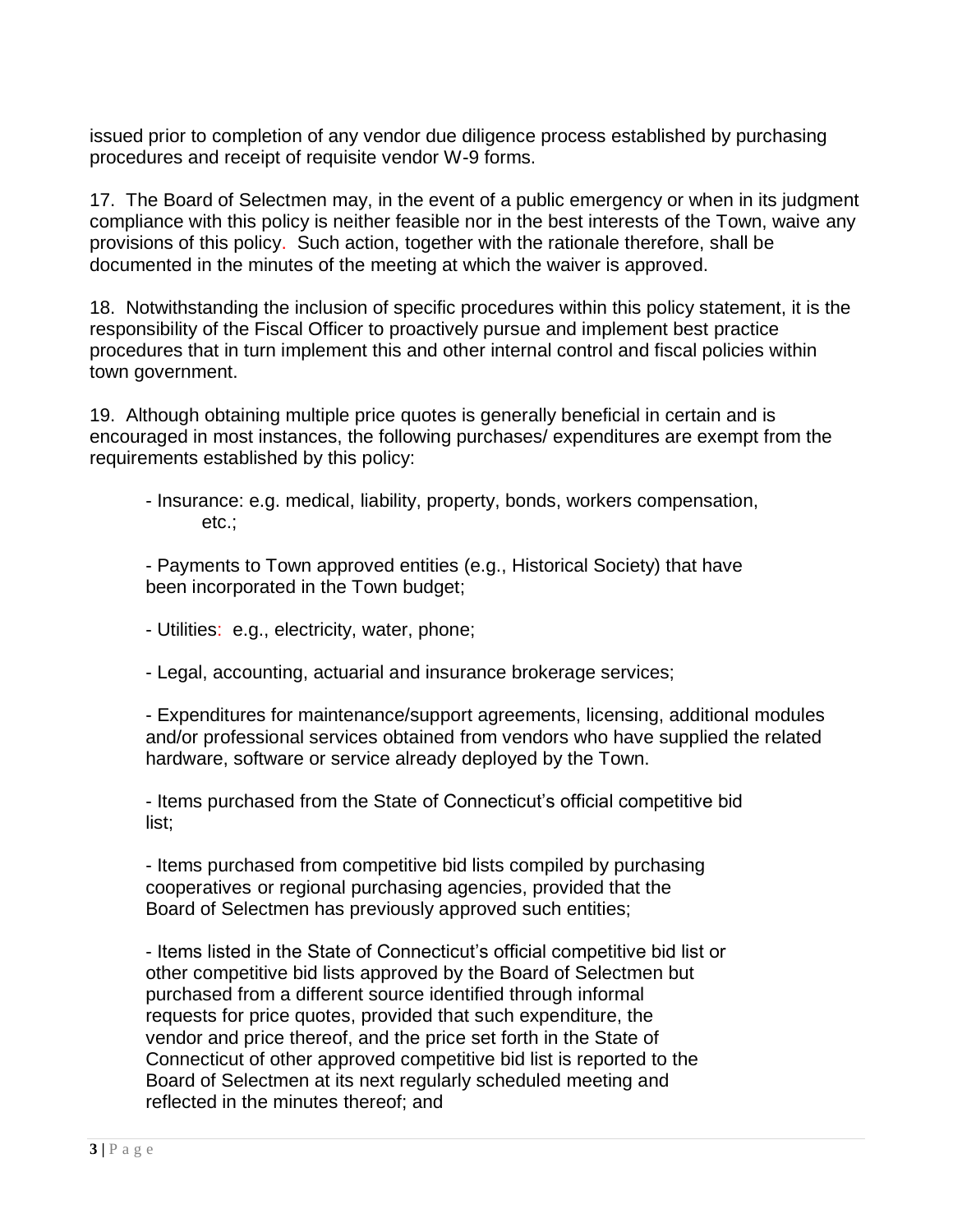issued prior to completion of any vendor due diligence process established by purchasing procedures and receipt of requisite vendor W-9 forms.

17. The Board of Selectmen may, in the event of a public emergency or when in its judgment compliance with this policy is neither feasible nor in the best interests of the Town, waive any provisions of this policy. Such action, together with the rationale therefore, shall be documented in the minutes of the meeting at which the waiver is approved.

18. Notwithstanding the inclusion of specific procedures within this policy statement, it is the responsibility of the Fiscal Officer to proactively pursue and implement best practice procedures that in turn implement this and other internal control and fiscal policies within town government.

19. Although obtaining multiple price quotes is generally beneficial in certain and is encouraged in most instances, the following purchases/ expenditures are exempt from the requirements established by this policy:

- Insurance: e.g. medical, liability, property, bonds, workers compensation, etc.;

- Payments to Town approved entities (e.g., Historical Society) that have been incorporated in the Town budget;

- Utilities: e.g., electricity, water, phone;

- Legal, accounting, actuarial and insurance brokerage services;

- Expenditures for maintenance/support agreements, licensing, additional modules and/or professional services obtained from vendors who have supplied the related hardware, software or service already deployed by the Town.

- Items purchased from the State of Connecticut's official competitive bid list;

- Items purchased from competitive bid lists compiled by purchasing cooperatives or regional purchasing agencies, provided that the Board of Selectmen has previously approved such entities;

- Items listed in the State of Connecticut's official competitive bid list or other competitive bid lists approved by the Board of Selectmen but purchased from a different source identified through informal requests for price quotes, provided that such expenditure, the vendor and price thereof, and the price set forth in the State of Connecticut of other approved competitive bid list is reported to the Board of Selectmen at its next regularly scheduled meeting and reflected in the minutes thereof; and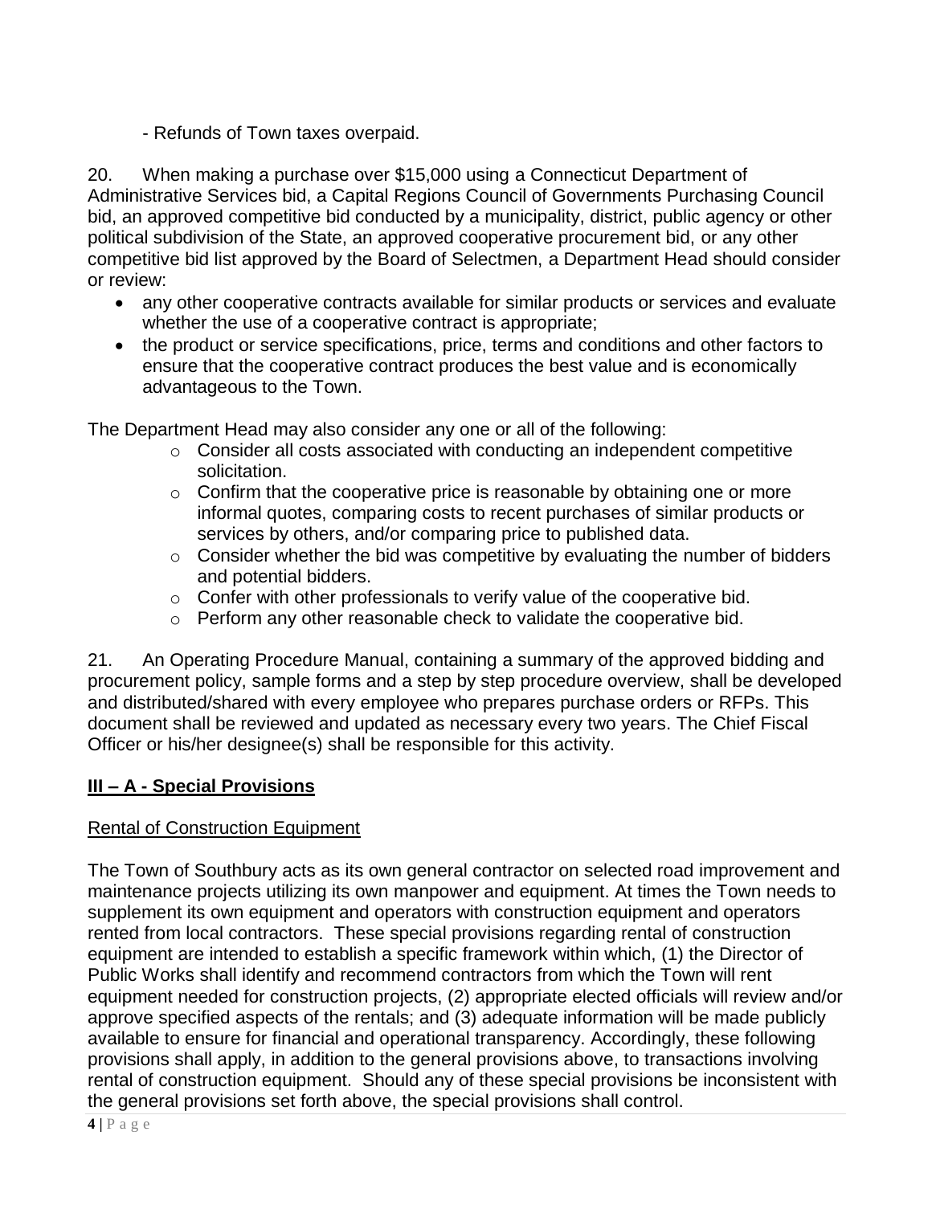- Refunds of Town taxes overpaid.

20. When making a purchase over $15,000 using a Connecticut Department of Administrative Services bid, a Capital Regions Council of Governments Purchasing Council bid, an approved competitive bid conducted by a municipality, district, public agency or other political subdivision of the State, an approved cooperative procurement bid, or any other competitive bid list approved by the Board of Selectmen, a Department Head should consider or review:

- any other cooperative contracts available for similar products or services and evaluate whether the use of a cooperative contract is appropriate;
- the product or service specifications, price, terms and conditions and other factors to ensure that the cooperative contract produces the best value and is economically advantageous to the Town.

The Department Head may also consider any one or all of the following:

- Consider all costs associated with conducting an independent competitive solicitation.
- Confirm that the cooperative price is reasonable by obtaining one or more informal quotes, comparing costs to recent purchases of similar products or services by others, and/or comparing price to published data.
- Consider whether the bid was competitive by evaluating the number of bidders and potential bidders.
- Confer with other professionals to verify value of the cooperative bid.
- Perform any other reasonable check to validate the cooperative bid.

21. An Operating Procedure Manual, containing a summary of the approved bidding and procurement policy, sample forms and a step by step procedure overview, shall be developed and distributed/shared with every employee who prepares purchase orders or RFPs. This document shall be reviewed and updated as necessary every two years. The Chief Fiscal Officer or his/her designee(s) shall be responsible for this activity.

## III – A - Special Provisions

### Rental of Construction Equipment

The Town of Southbury acts as its own general contractor on selected road improvement and maintenance projects utilizing its own manpower and equipment. At times the Town needs to supplement its own equipment and operators with construction equipment and operators rented from local contractors. These special provisions regarding rental of construction equipment are intended to establish a specific framework within which, (1) the Director of Public Works shall identify and recommend contractors from which the Town will rent equipment needed for construction projects, (2) appropriate elected officials will review and/or approve specified aspects of the rentals; and (3) adequate information will be made publicly available to ensure for financial and operational transparency. Accordingly, these following provisions shall apply, in addition to the general provisions above, to transactions involving rental of construction equipment. Should any of these special provisions be inconsistent with the general provisions set forth above, the special provisions shall control.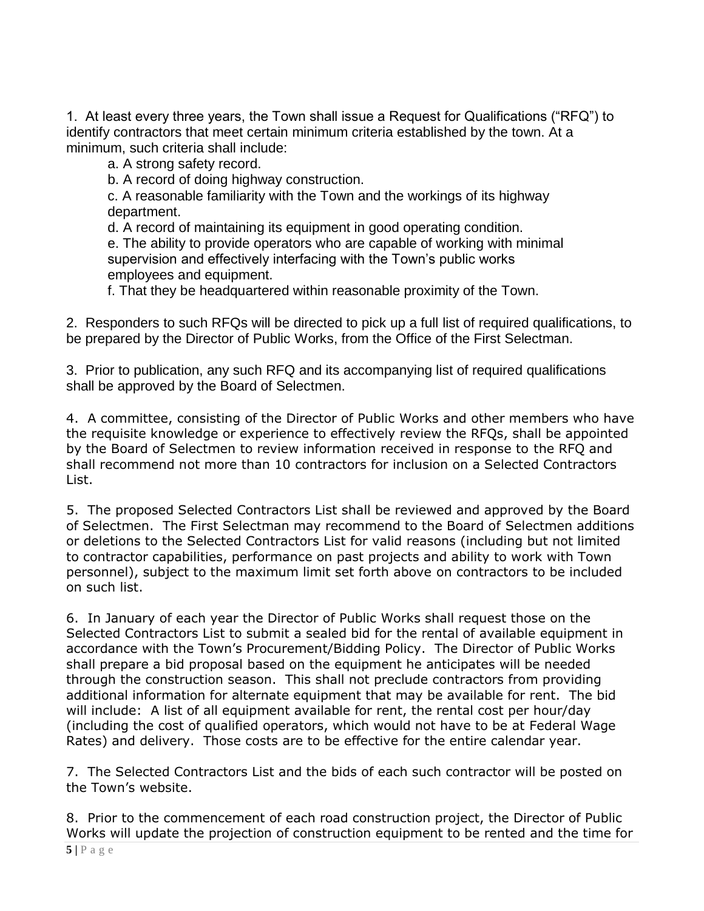1. At least every three years, the Town shall issue a Request for Qualifications ("RFQ") to identify contractors that meet certain minimum criteria established by the town. At a minimum, such criteria shall include:

    a. A strong safety record.

    b. A record of doing highway construction.

    c. A reasonable familiarity with the Town and the workings of its highway department.

    d. A record of maintaining its equipment in good operating condition.

    e. The ability to provide operators who are capable of working with minimal supervision and effectively interfacing with the Town's public works employees and equipment.

    f. That they be headquartered within reasonable proximity of the Town.

2. Responders to such RFQs will be directed to pick up a full list of required qualifications, to be prepared by the Director of Public Works, from the Office of the First Selectman.

3. Prior to publication, any such RFQ and its accompanying list of required qualifications shall be approved by the Board of Selectmen.

4. A committee, consisting of the Director of Public Works and other members who have the requisite knowledge or experience to effectively review the RFQs, shall be appointed by the Board of Selectmen to review information received in response to the RFQ and shall recommend not more than 10 contractors for inclusion on a Selected Contractors List.

5. The proposed Selected Contractors List shall be reviewed and approved by the Board of Selectmen. The First Selectman may recommend to the Board of Selectmen additions or deletions to the Selected Contractors List for valid reasons (including but not limited to contractor capabilities, performance on past projects and ability to work with Town personnel), subject to the maximum limit set forth above on contractors to be included on such list.

6. In January of each year the Director of Public Works shall request those on the Selected Contractors List to submit a sealed bid for the rental of available equipment in accordance with the Town's Procurement/Bidding Policy. The Director of Public Works shall prepare a bid proposal based on the equipment he anticipates will be needed through the construction season. This shall not preclude contractors from providing additional information for alternate equipment that may be available for rent. The bid will include: A list of all equipment available for rent, the rental cost per hour/day (including the cost of qualified operators, which would not have to be at Federal Wage Rates) and delivery. Those costs are to be effective for the entire calendar year.

7. The Selected Contractors List and the bids of each such contractor will be posted on the Town's website.

8. Prior to the commencement of each road construction project, the Director of Public Works will update the projection of construction equipment to be rented and the time for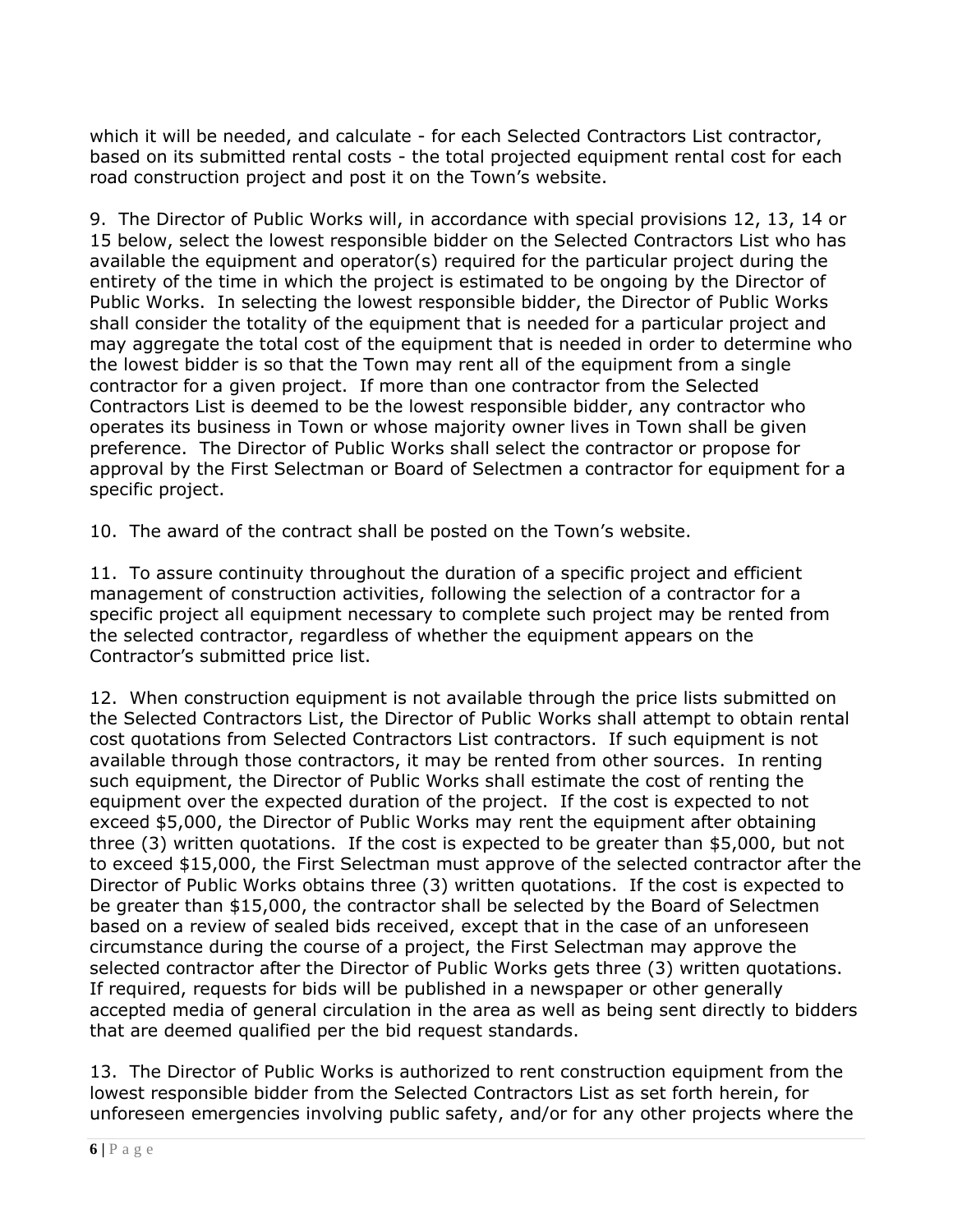which it will be needed, and calculate - for each Selected Contractors List contractor, based on its submitted rental costs - the total projected equipment rental cost for each road construction project and post it on the Town's website.

9. The Director of Public Works will, in accordance with special provisions 12, 13, 14 or 15 below, select the lowest responsible bidder on the Selected Contractors List who has available the equipment and operator(s) required for the particular project during the entirety of the time in which the project is estimated to be ongoing by the Director of Public Works. In selecting the lowest responsible bidder, the Director of Public Works shall consider the totality of the equipment that is needed for a particular project and may aggregate the total cost of the equipment that is needed in order to determine who the lowest bidder is so that the Town may rent all of the equipment from a single contractor for a given project. If more than one contractor from the Selected Contractors List is deemed to be the lowest responsible bidder, any contractor who operates its business in Town or whose majority owner lives in Town shall be given preference. The Director of Public Works shall select the contractor or propose for approval by the First Selectman or Board of Selectmen a contractor for equipment for a specific project.

10. The award of the contract shall be posted on the Town's website.

11. To assure continuity throughout the duration of a specific project and efficient management of construction activities, following the selection of a contractor for a specific project all equipment necessary to complete such project may be rented from the selected contractor, regardless of whether the equipment appears on the Contractor's submitted price list.

12. When construction equipment is not available through the price lists submitted on the Selected Contractors List, the Director of Public Works shall attempt to obtain rental cost quotations from Selected Contractors List contractors. If such equipment is not available through those contractors, it may be rented from other sources. In renting such equipment, the Director of Public Works shall estimate the cost of renting the equipment over the expected duration of the project. If the cost is expected to not exceed $5,000, the Director of Public Works may rent the equipment after obtaining three (3) written quotations. If the cost is expected to be greater than $5,000, but not to exceed $15,000, the First Selectman must approve of the selected contractor after the Director of Public Works obtains three (3) written quotations. If the cost is expected to be greater than $15,000, the contractor shall be selected by the Board of Selectmen based on a review of sealed bids received, except that in the case of an unforeseen circumstance during the course of a project, the First Selectman may approve the selected contractor after the Director of Public Works gets three (3) written quotations. If required, requests for bids will be published in a newspaper or other generally accepted media of general circulation in the area as well as being sent directly to bidders that are deemed qualified per the bid request standards.

13. The Director of Public Works is authorized to rent construction equipment from the lowest responsible bidder from the Selected Contractors List as set forth herein, for unforeseen emergencies involving public safety, and/or for any other projects where the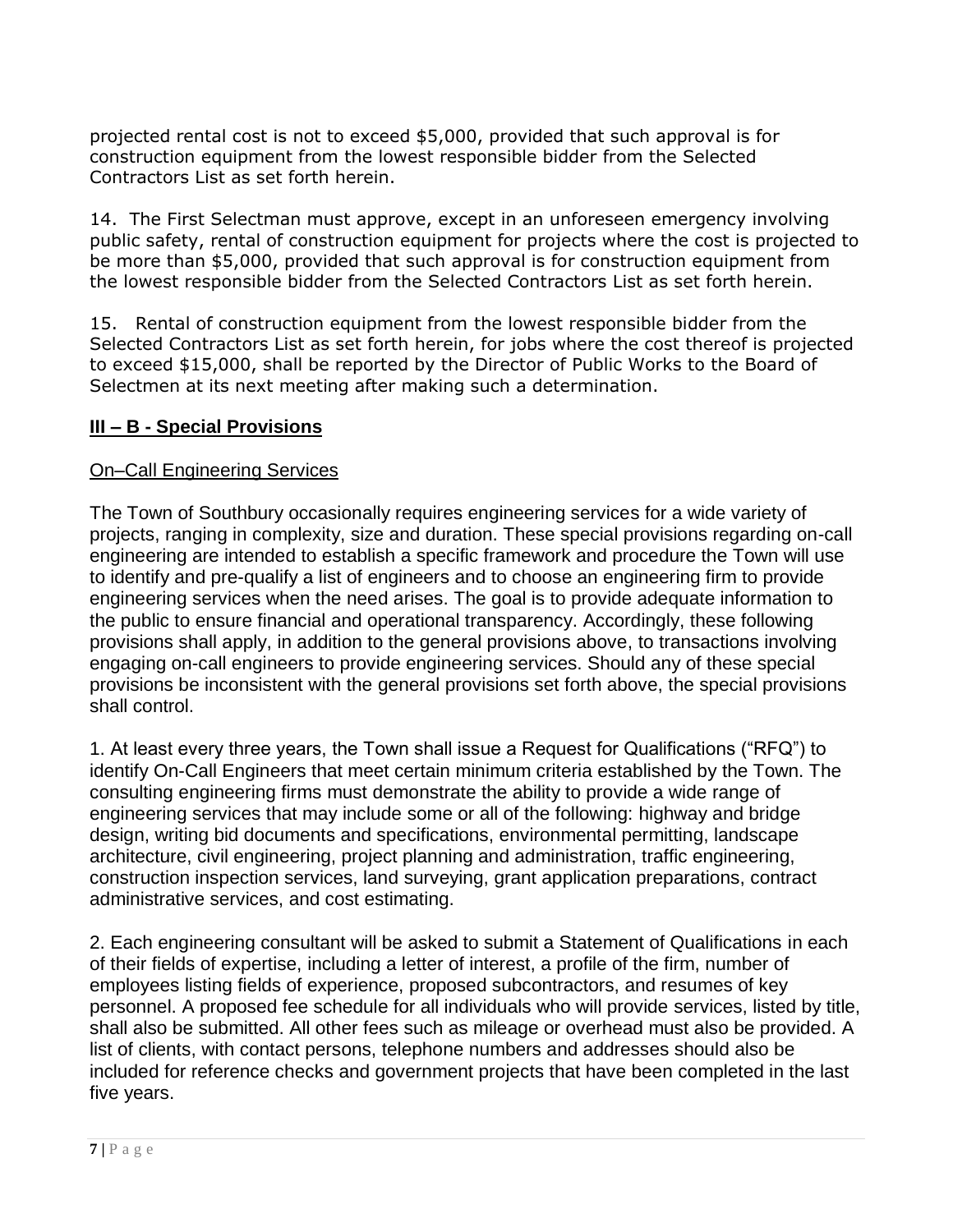projected rental cost is not to exceed $5,000, provided that such approval is for construction equipment from the lowest responsible bidder from the Selected Contractors List as set forth herein.

14. The First Selectman must approve, except in an unforeseen emergency involving public safety, rental of construction equipment for projects where the cost is projected to be more than $5,000, provided that such approval is for construction equipment from the lowest responsible bidder from the Selected Contractors List as set forth herein.

15. Rental of construction equipment from the lowest responsible bidder from the Selected Contractors List as set forth herein, for jobs where the cost thereof is projected to exceed $15,000, shall be reported by the Director of Public Works to the Board of Selectmen at its next meeting after making such a determination.

## **III – B - Special Provisions**

On–Call Engineering Services

The Town of Southbury occasionally requires engineering services for a wide variety of projects, ranging in complexity, size and duration. These special provisions regarding on-call engineering are intended to establish a specific framework and procedure the Town will use to identify and pre-qualify a list of engineers and to choose an engineering firm to provide engineering services when the need arises. The goal is to provide adequate information to the public to ensure financial and operational transparency. Accordingly, these following provisions shall apply, in addition to the general provisions above, to transactions involving engaging on-call engineers to provide engineering services. Should any of these special provisions be inconsistent with the general provisions set forth above, the special provisions shall control.

1. At least every three years, the Town shall issue a Request for Qualifications ("RFQ") to identify On-Call Engineers that meet certain minimum criteria established by the Town. The consulting engineering firms must demonstrate the ability to provide a wide range of engineering services that may include some or all of the following: highway and bridge design, writing bid documents and specifications, environmental permitting, landscape architecture, civil engineering, project planning and administration, traffic engineering, construction inspection services, land surveying, grant application preparations, contract administrative services, and cost estimating.

2. Each engineering consultant will be asked to submit a Statement of Qualifications in each of their fields of expertise, including a letter of interest, a profile of the firm, number of employees listing fields of experience, proposed subcontractors, and resumes of key personnel. A proposed fee schedule for all individuals who will provide services, listed by title, shall also be submitted. All other fees such as mileage or overhead must also be provided. A list of clients, with contact persons, telephone numbers and addresses should also be included for reference checks and government projects that have been completed in the last five years.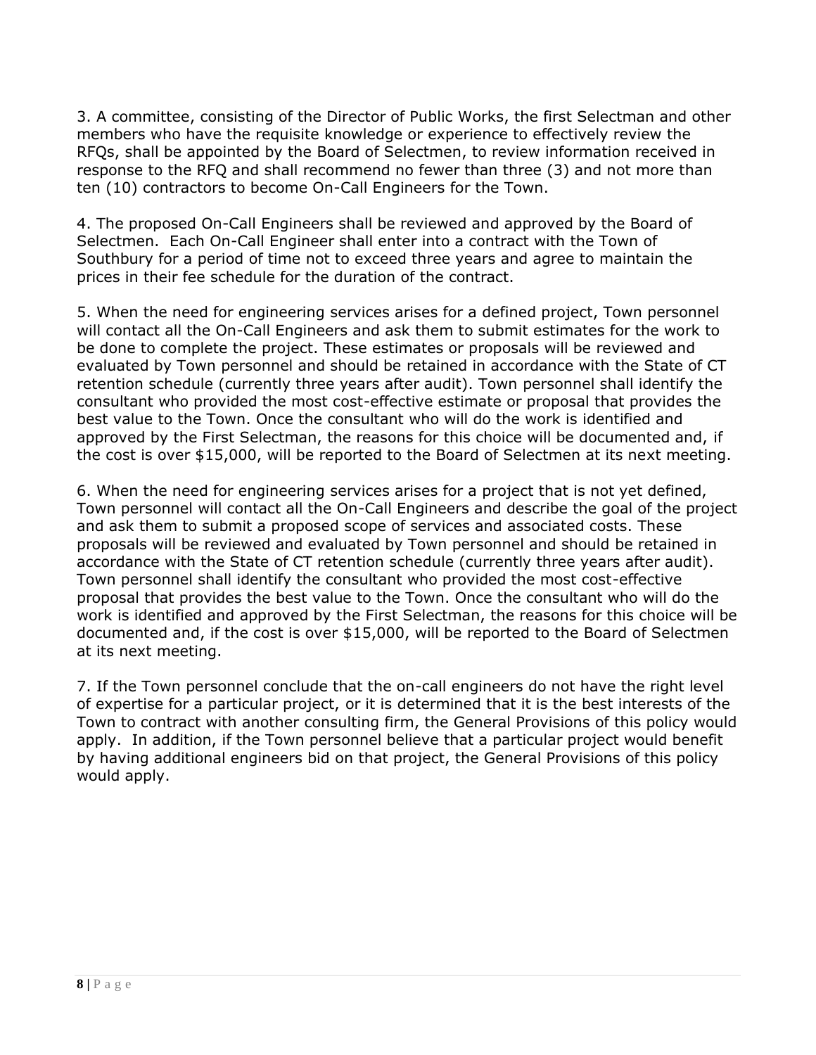3. A committee, consisting of the Director of Public Works, the first Selectman and other members who have the requisite knowledge or experience to effectively review the RFQs, shall be appointed by the Board of Selectmen, to review information received in response to the RFQ and shall recommend no fewer than three (3) and not more than ten (10) contractors to become On-Call Engineers for the Town.

4. The proposed On-Call Engineers shall be reviewed and approved by the Board of Selectmen. Each On-Call Engineer shall enter into a contract with the Town of Southbury for a period of time not to exceed three years and agree to maintain the prices in their fee schedule for the duration of the contract.

5. When the need for engineering services arises for a defined project, Town personnel will contact all the On-Call Engineers and ask them to submit estimates for the work to be done to complete the project. These estimates or proposals will be reviewed and evaluated by Town personnel and should be retained in accordance with the State of CT retention schedule (currently three years after audit). Town personnel shall identify the consultant who provided the most cost-effective estimate or proposal that provides the best value to the Town. Once the consultant who will do the work is identified and approved by the First Selectman, the reasons for this choice will be documented and, if the cost is over $15,000, will be reported to the Board of Selectmen at its next meeting.

6. When the need for engineering services arises for a project that is not yet defined, Town personnel will contact all the On-Call Engineers and describe the goal of the project and ask them to submit a proposed scope of services and associated costs. These proposals will be reviewed and evaluated by Town personnel and should be retained in accordance with the State of CT retention schedule (currently three years after audit). Town personnel shall identify the consultant who provided the most cost-effective proposal that provides the best value to the Town. Once the consultant who will do the work is identified and approved by the First Selectman, the reasons for this choice will be documented and, if the cost is over $15,000, will be reported to the Board of Selectmen at its next meeting.

7. If the Town personnel conclude that the on-call engineers do not have the right level of expertise for a particular project, or it is determined that it is the best interests of the Town to contract with another consulting firm, the General Provisions of this policy would apply. In addition, if the Town personnel believe that a particular project would benefit by having additional engineers bid on that project, the General Provisions of this policy would apply.